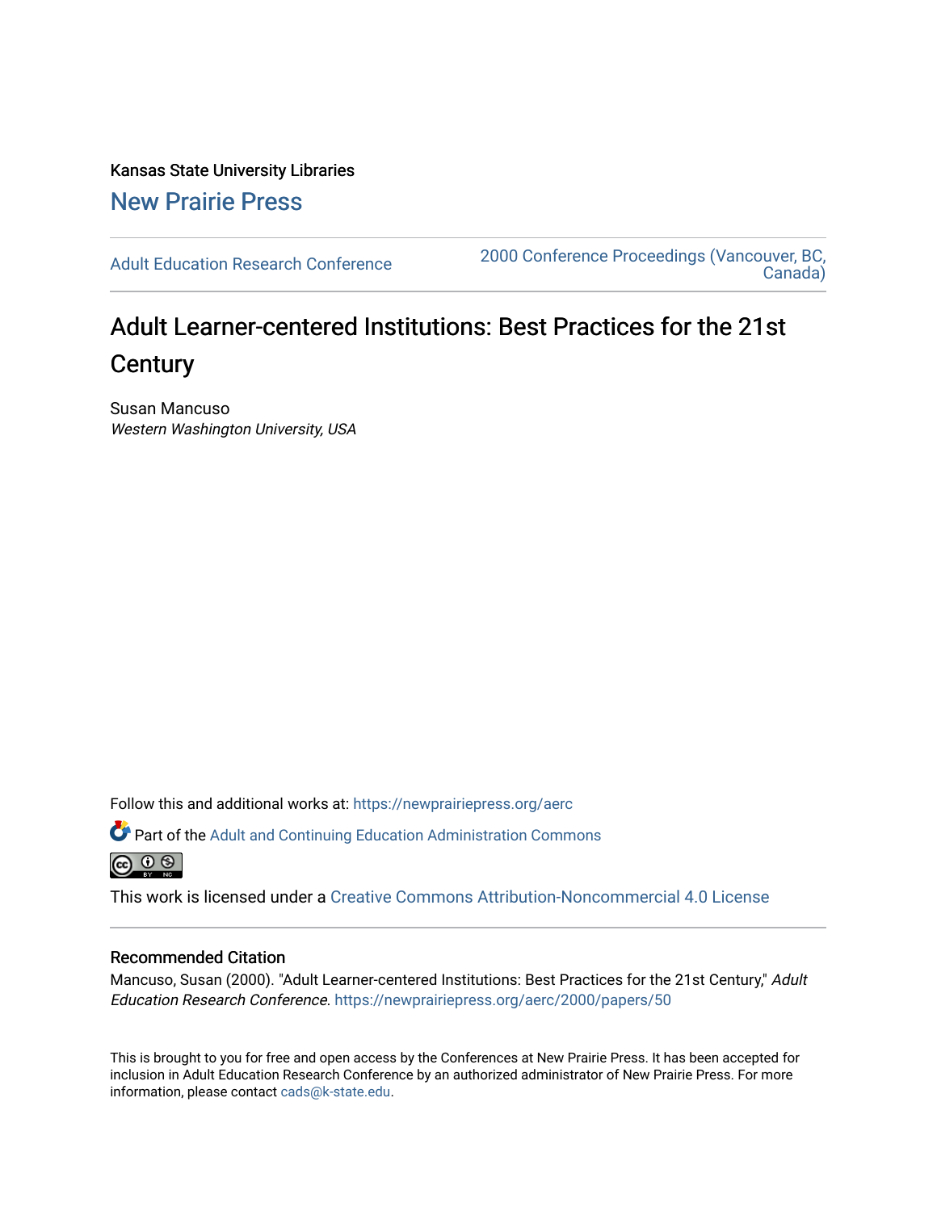Kansas State University Libraries

New Prairie Press

Adult Education Research Conference

2000 Conference Proceedings (Vancouver, BC, Canada)

# Adult Learner-centered Institutions: Best Practices for the 21st Century

Susan Mancuso

*Western Washington University, USA*

Follow this and additional works at: https://newprairiepress.org/aerc

Part of the Adult and Continuing Education Administration Commons

This work is licensed under a Creative Commons Attribution-Noncommercial 4.0 License

## Recommended Citation

Mancuso, Susan (2000). "Adult Learner-centered Institutions: Best Practices for the 21st Century," *Adult Education Research Conference*. https://newprairiepress.org/aerc/2000/papers/50

This is brought to you for free and open access by the Conferences at New Prairie Press. It has been accepted for inclusion in Adult Education Research Conference by an authorized administrator of New Prairie Press. For more information, please contact cads@k-state.edu.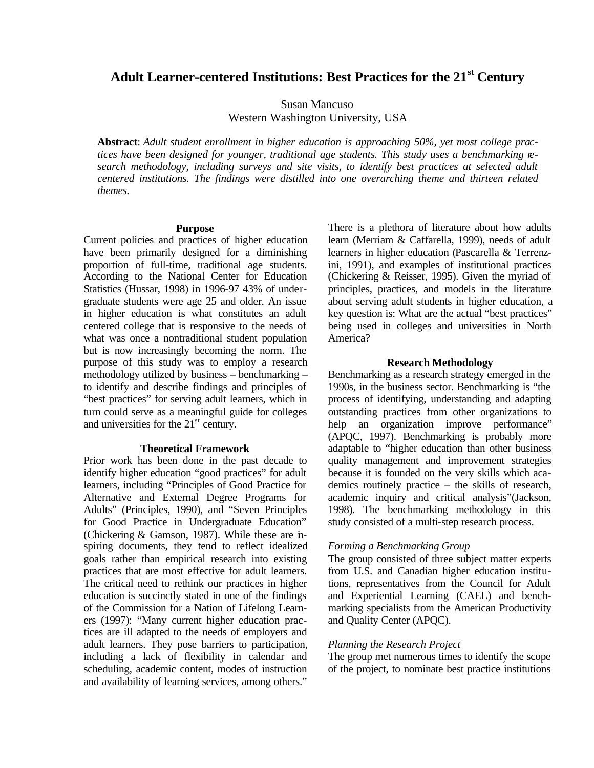# Adult Learner-centered Institutions: Best Practices for the 21st Century

Susan Mancuso
Western Washington University, USA

**Abstract**: *Adult student enrollment in higher education is approaching 50%, yet most college practices have been designed for younger, traditional age students. This study uses a benchmarking research methodology, including surveys and site visits, to identify best practices at selected adult centered institutions. The findings were distilled into one overarching theme and thirteen related themes.*

### Purpose

Current policies and practices of higher education have been primarily designed for a diminishing proportion of full-time, traditional age students. According to the National Center for Education Statistics (Hussar, 1998) in 1996-97 43% of undergraduate students were age 25 and older. An issue in higher education is what constitutes an adult centered college that is responsive to the needs of what was once a nontraditional student population but is now increasingly becoming the norm. The purpose of this study was to employ a research methodology utilized by business – benchmarking – to identify and describe findings and principles of "best practices" for serving adult learners, which in turn could serve as a meaningful guide for colleges and universities for the 21st century.

### Theoretical Framework

Prior work has been done in the past decade to identify higher education "good practices" for adult learners, including "Principles of Good Practice for Alternative and External Degree Programs for Adults" (Principles, 1990), and "Seven Principles for Good Practice in Undergraduate Education" (Chickering & Gamson, 1987). While these are inspiring documents, they tend to reflect idealized goals rather than empirical research into existing practices that are most effective for adult learners. The critical need to rethink our practices in higher education is succinctly stated in one of the findings of the Commission for a Nation of Lifelong Learners (1997): "Many current higher education practices are ill adapted to the needs of employers and adult learners. They pose barriers to participation, including a lack of flexibility in calendar and scheduling, academic content, modes of instruction and availability of learning services, among others."

There is a plethora of literature about how adults learn (Merriam & Caffarella, 1999), needs of adult learners in higher education (Pascarella & Terrenzini, 1991), and examples of institutional practices (Chickering & Reisser, 1995). Given the myriad of principles, practices, and models in the literature about serving adult students in higher education, a key question is: What are the actual "best practices" being used in colleges and universities in North America?

### Research Methodology

Benchmarking as a research strategy emerged in the 1990s, in the business sector. Benchmarking is "the process of identifying, understanding and adapting outstanding practices from other organizations to help an organization improve performance" (APQC, 1997). Benchmarking is probably more adaptable to "higher education than other business quality management and improvement strategies because it is founded on the very skills which academics routinely practice – the skills of research, academic inquiry and critical analysis"(Jackson, 1998). The benchmarking methodology in this study consisted of a multi-step research process.

#### *Forming a Benchmarking Group*

The group consisted of three subject matter experts from U.S. and Canadian higher education institutions, representatives from the Council for Adult and Experiential Learning (CAEL) and benchmarking specialists from the American Productivity and Quality Center (APQC).

#### *Planning the Research Project*

The group met numerous times to identify the scope of the project, to nominate best practice institutions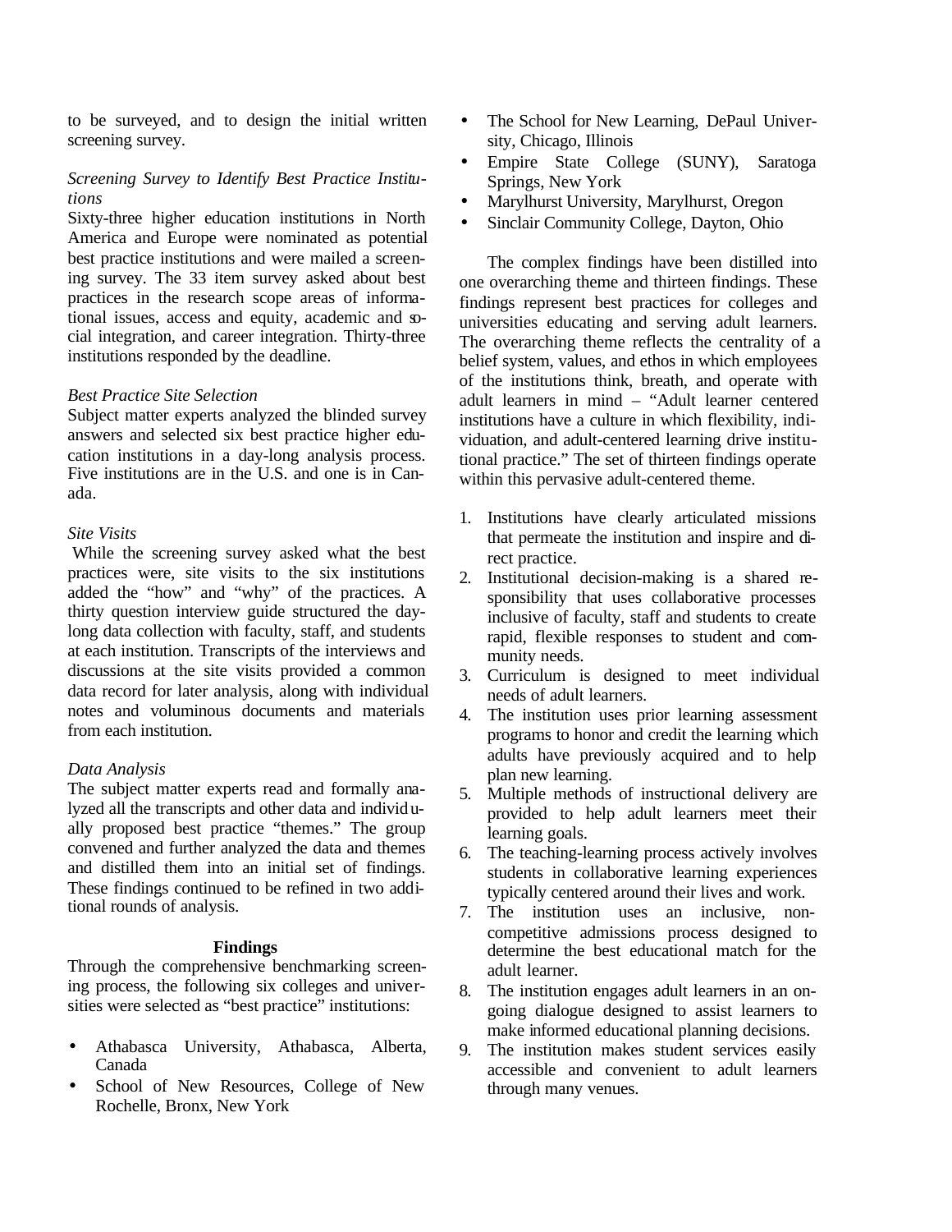to be surveyed, and to design the initial written screening survey.

*Screening Survey to Identify Best Practice Institutions*

Sixty-three higher education institutions in North America and Europe were nominated as potential best practice institutions and were mailed a screening survey. The 33 item survey asked about best practices in the research scope areas of informational issues, access and equity, academic and social integration, and career integration. Thirty-three institutions responded by the deadline.

*Best Practice Site Selection*

Subject matter experts analyzed the blinded survey answers and selected six best practice higher education institutions in a day-long analysis process. Five institutions are in the U.S. and one is in Canada.

*Site Visits*

While the screening survey asked what the best practices were, site visits to the six institutions added the "how" and "why" of the practices. A thirty question interview guide structured the day-long data collection with faculty, staff, and students at each institution. Transcripts of the interviews and discussions at the site visits provided a common data record for later analysis, along with individual notes and voluminous documents and materials from each institution.

*Data Analysis*

The subject matter experts read and formally analyzed all the transcripts and other data and individually proposed best practice "themes." The group convened and further analyzed the data and themes and distilled them into an initial set of findings. These findings continued to be refined in two additional rounds of analysis.

## Findings

Through the comprehensive benchmarking screening process, the following six colleges and universities were selected as "best practice" institutions:

- Athabasca University, Athabasca, Alberta, Canada
- School of New Resources, College of New Rochelle, Bronx, New York
- The School for New Learning, DePaul University, Chicago, Illinois
- Empire State College (SUNY), Saratoga Springs, New York
- Marylhurst University, Marylhurst, Oregon
- Sinclair Community College, Dayton, Ohio

The complex findings have been distilled into one overarching theme and thirteen findings. These findings represent best practices for colleges and universities educating and serving adult learners. The overarching theme reflects the centrality of a belief system, values, and ethos in which employees of the institutions think, breath, and operate with adult learners in mind – "Adult learner centered institutions have a culture in which flexibility, individuation, and adult-centered learning drive institutional practice." The set of thirteen findings operate within this pervasive adult-centered theme.

1. Institutions have clearly articulated missions that permeate the institution and inspire and direct practice.
2. Institutional decision-making is a shared responsibility that uses collaborative processes inclusive of faculty, staff and students to create rapid, flexible responses to student and community needs.
3. Curriculum is designed to meet individual needs of adult learners.
4. The institution uses prior learning assessment programs to honor and credit the learning which adults have previously acquired and to help plan new learning.
5. Multiple methods of instructional delivery are provided to help adult learners meet their learning goals.
6. The teaching-learning process actively involves students in collaborative learning experiences typically centered around their lives and work.
7. The institution uses an inclusive, non-competitive admissions process designed to determine the best educational match for the adult learner.
8. The institution engages adult learners in an ongoing dialogue designed to assist learners to make informed educational planning decisions.
9. The institution makes student services easily accessible and convenient to adult learners through many venues.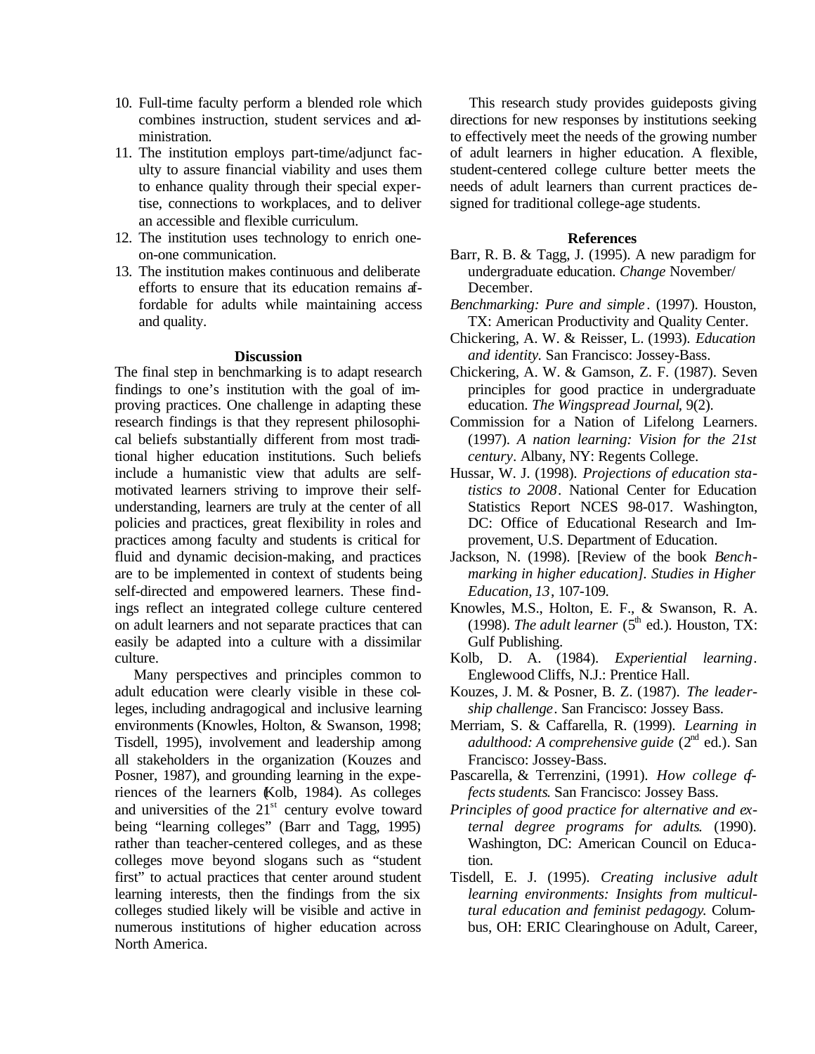10. Full-time faculty perform a blended role which combines instruction, student services and administration.
11. The institution employs part-time/adjunct faculty to assure financial viability and uses them to enhance quality through their special expertise, connections to workplaces, and to deliver an accessible and flexible curriculum.
12. The institution uses technology to enrich one-on-one communication.
13. The institution makes continuous and deliberate efforts to ensure that its education remains affordable for adults while maintaining access and quality.

## Discussion

The final step in benchmarking is to adapt research findings to one's institution with the goal of improving practices. One challenge in adapting these research findings is that they represent philosophical beliefs substantially different from most traditional higher education institutions. Such beliefs include a humanistic view that adults are self-motivated learners striving to improve their self-understanding, learners are truly at the center of all policies and practices, great flexibility in roles and practices among faculty and students is critical for fluid and dynamic decision-making, and practices are to be implemented in context of students being self-directed and empowered learners. These findings reflect an integrated college culture centered on adult learners and not separate practices that can easily be adapted into a culture with a dissimilar culture.

Many perspectives and principles common to adult education were clearly visible in these colleges, including andragogical and inclusive learning environments (Knowles, Holton, & Swanson, 1998; Tisdell, 1995), involvement and leadership among all stakeholders in the organization (Kouzes and Posner, 1987), and grounding learning in the experiences of the learners (Kolb, 1984). As colleges and universities of the 21st century evolve toward being "learning colleges" (Barr and Tagg, 1995) rather than teacher-centered colleges, and as these colleges move beyond slogans such as "student first" to actual practices that center around student learning interests, then the findings from the six colleges studied likely will be visible and active in numerous institutions of higher education across North America.

This research study provides guideposts giving directions for new responses by institutions seeking to effectively meet the needs of the growing number of adult learners in higher education. A flexible, student-centered college culture better meets the needs of adult learners than current practices designed for traditional college-age students.

## References

Barr, R. B. & Tagg, J. (1995). A new paradigm for undergraduate education. *Change* November/ December.

*Benchmarking: Pure and simple*. (1997). Houston, TX: American Productivity and Quality Center.

Chickering, A. W. & Reisser, L. (1993). *Education and identity.* San Francisco: Jossey-Bass.

Chickering, A. W. & Gamson, Z. F. (1987). Seven principles for good practice in undergraduate education. *The Wingspread Journal*, 9(2).

Commission for a Nation of Lifelong Learners. (1997). *A nation learning: Vision for the 21st century*. Albany, NY: Regents College.

Hussar, W. J. (1998). *Projections of education statistics to 2008*. National Center for Education Statistics Report NCES 98-017. Washington, DC: Office of Educational Research and Improvement, U.S. Department of Education.

Jackson, N. (1998). [Review of the book *Benchmarking in higher education]*. *Studies in Higher Education*, *13*, 107-109.

Knowles, M.S., Holton, E. F., & Swanson, R. A. (1998). *The adult learner* (5th ed.). Houston, TX: Gulf Publishing.

Kolb, D. A. (1984). *Experiential learning*. Englewood Cliffs, N.J.: Prentice Hall.

Kouzes, J. M. & Posner, B. Z. (1987). *The leadership challenge*. San Francisco: Jossey Bass.

Merriam, S. & Caffarella, R. (1999). *Learning in adulthood: A comprehensive guide* (2nd ed.). San Francisco: Jossey-Bass.

Pascarella, & Terrenzini, (1991). *How college affects students*. San Francisco: Jossey Bass.

*Principles of good practice for alternative and external degree programs for adults*. (1990). Washington, DC: American Council on Education.

Tisdell, E. J. (1995). *Creating inclusive adult learning environments: Insights from multicultural education and feminist pedagogy.* Columbus, OH: ERIC Clearinghouse on Adult, Career,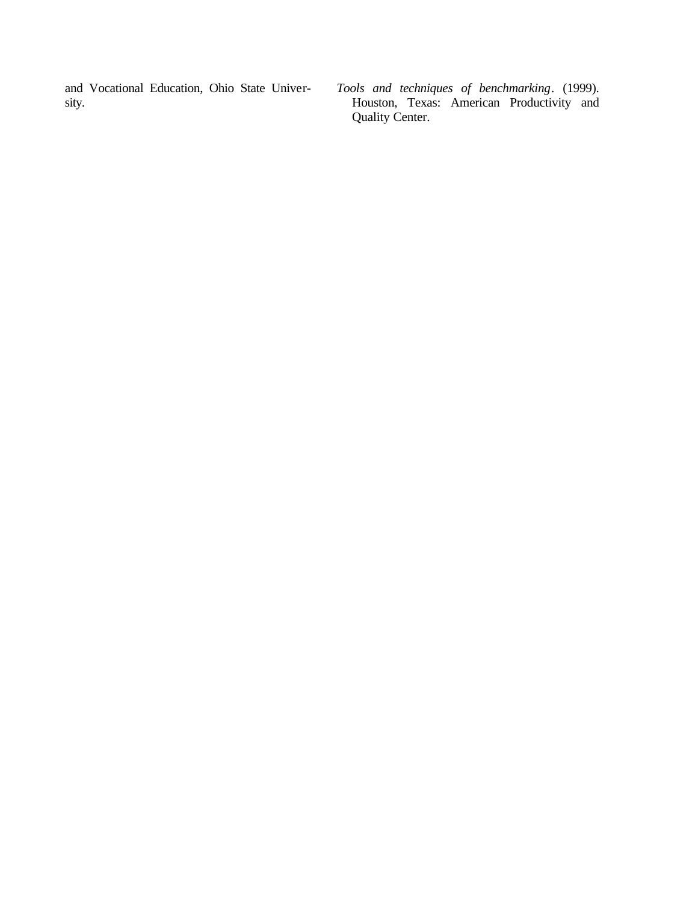and Vocational Education, Ohio State University.

*Tools and techniques of benchmarking*. (1999). Houston, Texas: American Productivity and Quality Center.